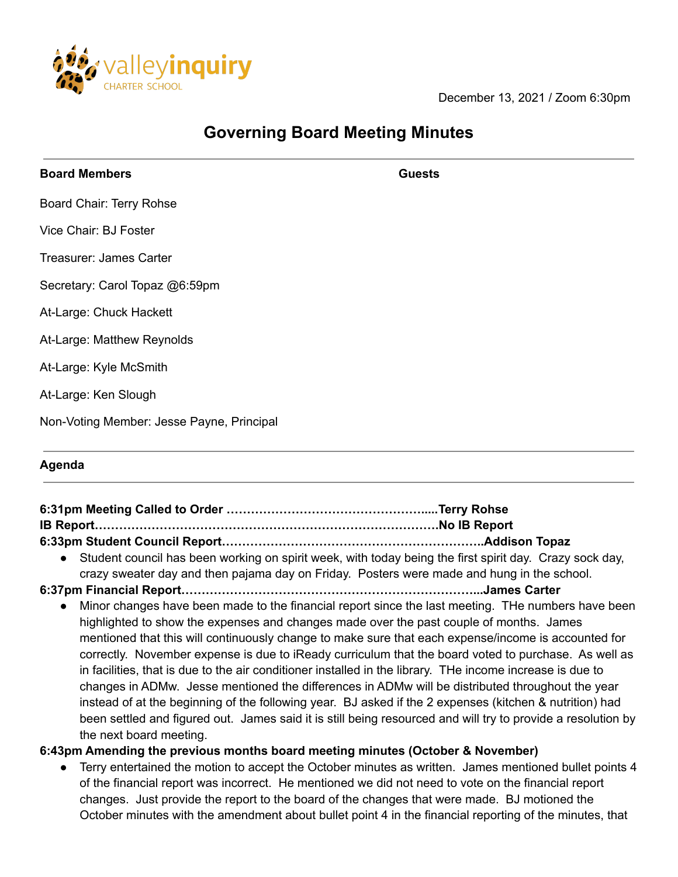valleyinquiry CHARTER SCHOOL

December 13, 2021 / Zoom 6:30pm

# Governing Board Meeting Minutes

**Board Members**

**Guests**

Board Chair: Terry Rohse

Vice Chair: BJ Foster

Treasurer: James Carter

Secretary: Carol Topaz @6:59pm

At-Large: Chuck Hackett

At-Large: Matthew Reynolds

At-Large: Kyle McSmith

At-Large: Ken Slough

Non-Voting Member: Jesse Payne, Principal

**Agenda**

**6:31pm Meeting Called to Order …………………………………………....Terry Rohse**
**IB Report……………………………………………………………………….No IB Report**
**6:33pm Student Council Report………………………………………………………..Addison Topaz**

- Student council has been working on spirit week, with today being the first spirit day. Crazy sock day, crazy sweater day and then pajama day on Friday. Posters were made and hung in the school.

**6:37pm Financial Report…………………………………………………………………...James Carter**

- Minor changes have been made to the financial report since the last meeting. THe numbers have been highlighted to show the expenses and changes made over the past couple of months. James mentioned that this will continuously change to make sure that each expense/income is accounted for correctly. November expense is due to iReady curriculum that the board voted to purchase. As well as in facilities, that is due to the air conditioner installed in the library. THe income increase is due to changes in ADMw. Jesse mentioned the differences in ADMw will be distributed throughout the year instead of at the beginning of the following year. BJ asked if the 2 expenses (kitchen & nutrition) had been settled and figured out. James said it is still being resourced and will try to provide a resolution by the next board meeting.

**6:43pm Amending the previous months board meeting minutes (October & November)**

- Terry entertained the motion to accept the October minutes as written. James mentioned bullet points 4 of the financial report was incorrect. He mentioned we did not need to vote on the financial report changes. Just provide the report to the board of the changes that were made. BJ motioned the October minutes with the amendment about bullet point 4 in the financial reporting of the minutes, that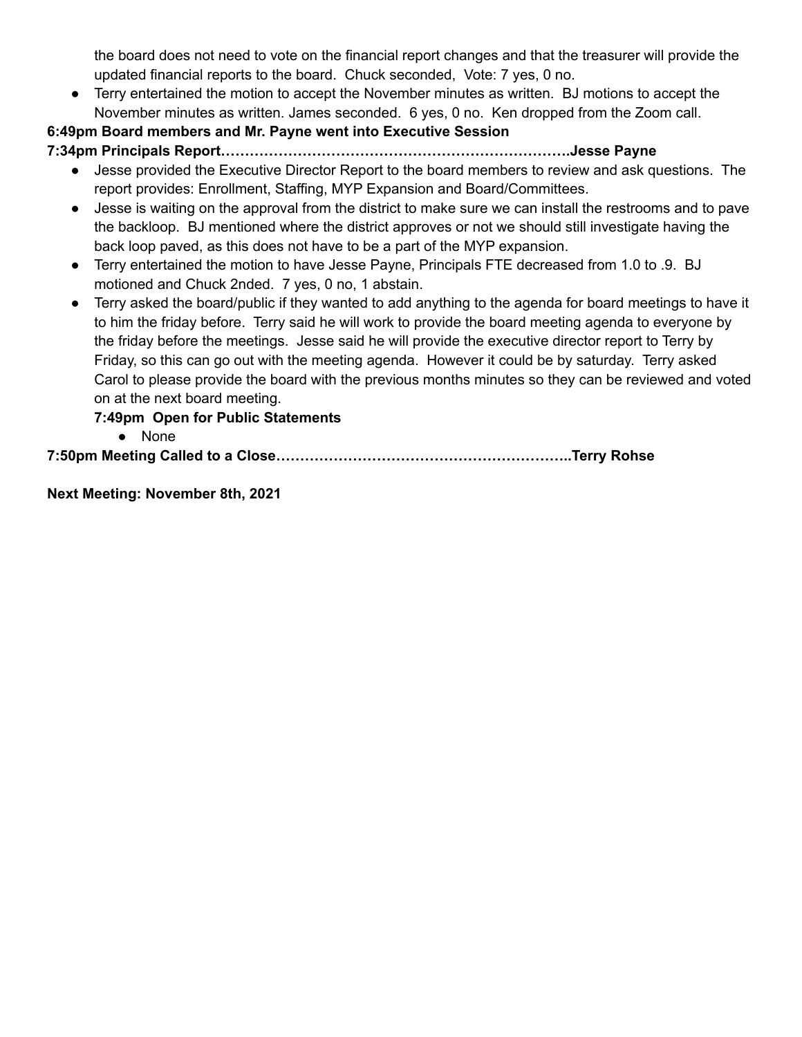the board does not need to vote on the financial report changes and that the treasurer will provide the updated financial reports to the board. Chuck seconded, Vote: 7 yes, 0 no.

- Terry entertained the motion to accept the November minutes as written. BJ motions to accept the November minutes as written. James seconded. 6 yes, 0 no. Ken dropped from the Zoom call.

**6:49pm Board members and Mr. Payne went into Executive Session**

**7:34pm Principals Report…………………………………………………………………Jesse Payne**

- Jesse provided the Executive Director Report to the board members to review and ask questions. The report provides: Enrollment, Staffing, MYP Expansion and Board/Committees.
- Jesse is waiting on the approval from the district to make sure we can install the restrooms and to pave the backloop. BJ mentioned where the district approves or not we should still investigate having the back loop paved, as this does not have to be a part of the MYP expansion.
- Terry entertained the motion to have Jesse Payne, Principals FTE decreased from 1.0 to .9. BJ motioned and Chuck 2nded. 7 yes, 0 no, 1 abstain.
- Terry asked the board/public if they wanted to add anything to the agenda for board meetings to have it to him the friday before. Terry said he will work to provide the board meeting agenda to everyone by the friday before the meetings. Jesse said he will provide the executive director report to Terry by Friday, so this can go out with the meeting agenda. However it could be by saturday. Terry asked Carol to please provide the board with the previous months minutes so they can be reviewed and voted on at the next board meeting.

  **7:49pm Open for Public Statements**

  - None

**7:50pm Meeting Called to a Close……………………………………………………..Terry Rohse**

**Next Meeting: November 8th, 2021**